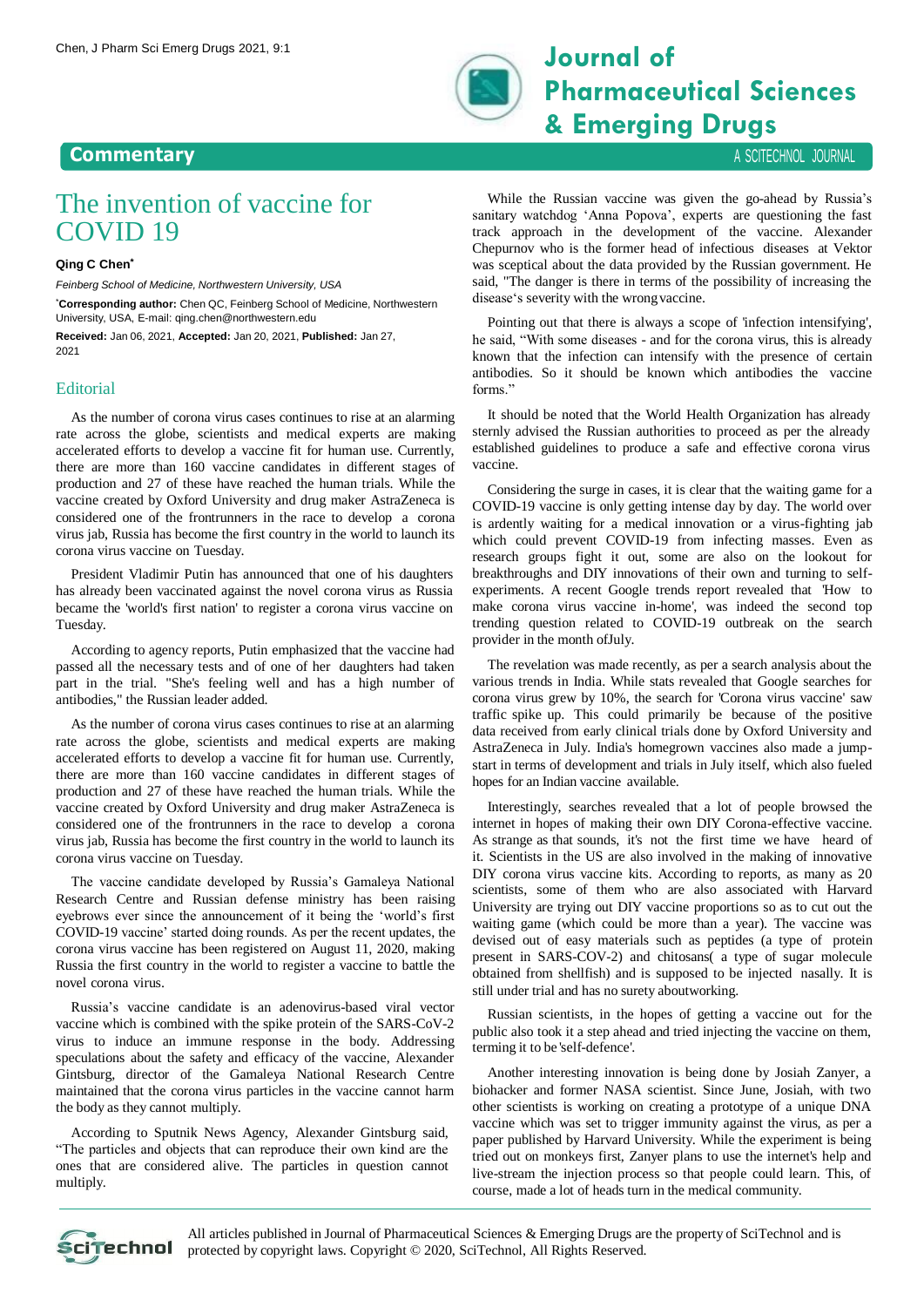Commentary

# The invention of vaccine for COVID 19

**Qing C Chen***

*Feinberg School of Medicine, Northwestern University, USA*

***Corresponding author:** Chen QC, Feinberg School of Medicine, Northwestern University, USA, E-mail: qing.chen@northwestern.edu

**Received:** Jan 06, 2021, **Accepted:** Jan 20, 2021, **Published:** Jan 27, 2021

## Editorial

As the number of corona virus cases continues to rise at an alarming rate across the globe, scientists and medical experts are making accelerated efforts to develop a vaccine fit for human use. Currently, there are more than 160 vaccine candidates in different stages of production and 27 of these have reached the human trials. While the vaccine created by Oxford University and drug maker AstraZeneca is considered one of the frontrunners in the race to develop a corona virus jab, Russia has become the first country in the world to launch its corona virus vaccine on Tuesday.

President Vladimir Putin has announced that one of his daughters has already been vaccinated against the novel corona virus as Russia became the 'world's first nation' to register a corona virus vaccine on Tuesday.

According to agency reports, Putin emphasized that the vaccine had passed all the necessary tests and of one of her daughters had taken part in the trial. "She's feeling well and has a high number of antibodies," the Russian leader added.

As the number of corona virus cases continues to rise at an alarming rate across the globe, scientists and medical experts are making accelerated efforts to develop a vaccine fit for human use. Currently, there are more than 160 vaccine candidates in different stages of production and 27 of these have reached the human trials. While the vaccine created by Oxford University and drug maker AstraZeneca is considered one of the frontrunners in the race to develop a corona virus jab, Russia has become the first country in the world to launch its corona virus vaccine on Tuesday.

The vaccine candidate developed by Russia's Gamaleya National Research Centre and Russian defense ministry has been raising eyebrows ever since the announcement of it being the 'world's first COVID-19 vaccine' started doing rounds. As per the recent updates, the corona virus vaccine has been registered on August 11, 2020, making Russia the first country in the world to register a vaccine to battle the novel corona virus.

Russia's vaccine candidate is an adenovirus-based viral vector vaccine which is combined with the spike protein of the SARS-CoV-2 virus to induce an immune response in the body. Addressing speculations about the safety and efficacy of the vaccine, Alexander Gintsburg, director of the Gamaleya National Research Centre maintained that the corona virus particles in the vaccine cannot harm the body as they cannot multiply.

According to Sputnik News Agency, Alexander Gintsburg said, "The particles and objects that can reproduce their own kind are the ones that are considered alive. The particles in question cannot multiply.

While the Russian vaccine was given the go-ahead by Russia's sanitary watchdog 'Anna Popova', experts are questioning the fast track approach in the development of the vaccine. Alexander Chepurnov who is the former head of infectious diseases at Vektor was sceptical about the data provided by the Russian government. He said, "The danger is there in terms of the possibility of increasing the disease's severity with the wrong vaccine.

Pointing out that there is always a scope of 'infection intensifying', he said, "With some diseases - and for the corona virus, this is already known that the infection can intensify with the presence of certain antibodies. So it should be known which antibodies the vaccine forms."

It should be noted that the World Health Organization has already sternly advised the Russian authorities to proceed as per the already established guidelines to produce a safe and effective corona virus vaccine.

Considering the surge in cases, it is clear that the waiting game for a COVID-19 vaccine is only getting intense day by day. The world over is ardently waiting for a medical innovation or a virus-fighting jab which could prevent COVID-19 from infecting masses. Even as research groups fight it out, some are also on the lookout for breakthroughs and DIY innovations of their own and turning to self-experiments. A recent Google trends report revealed that 'How to make corona virus vaccine in-home', was indeed the second top trending question related to COVID-19 outbreak on the search provider in the month ofJuly.

The revelation was made recently, as per a search analysis about the various trends in India. While stats revealed that Google searches for corona virus grew by 10%, the search for 'Corona virus vaccine' saw traffic spike up. This could primarily be because of the positive data received from early clinical trials done by Oxford University and AstraZeneca in July. India's homegrown vaccines also made a jump-start in terms of development and trials in July itself, which also fueled hopes for an Indian vaccine available.

Interestingly, searches revealed that a lot of people browsed the internet in hopes of making their own DIY Corona-effective vaccine. As strange as that sounds, it's not the first time we have heard of it. Scientists in the US are also involved in the making of innovative DIY corona virus vaccine kits. According to reports, as many as 20 scientists, some of them who are also associated with Harvard University are trying out DIY vaccine proportions so as to cut out the waiting game (which could be more than a year). The vaccine was devised out of easy materials such as peptides (a type of protein present in SARS-COV-2) and chitosans( a type of sugar molecule obtained from shellfish) and is supposed to be injected nasally. It is still under trial and has no surety aboutworking.

Russian scientists, in the hopes of getting a vaccine out for the public also took it a step ahead and tried injecting the vaccine on them, terming it to be'self-defence'.

Another interesting innovation is being done by Josiah Zanyer, a biohacker and former NASA scientist. Since June, Josiah, with two other scientists is working on creating a prototype of a unique DNA vaccine which was set to trigger immunity against the virus, as per a paper published by Harvard University. While the experiment is being tried out on monkeys first, Zanyer plans to use the internet's help and live-stream the injection process so that people could learn. This, of course, made a lot of heads turn in the medical community.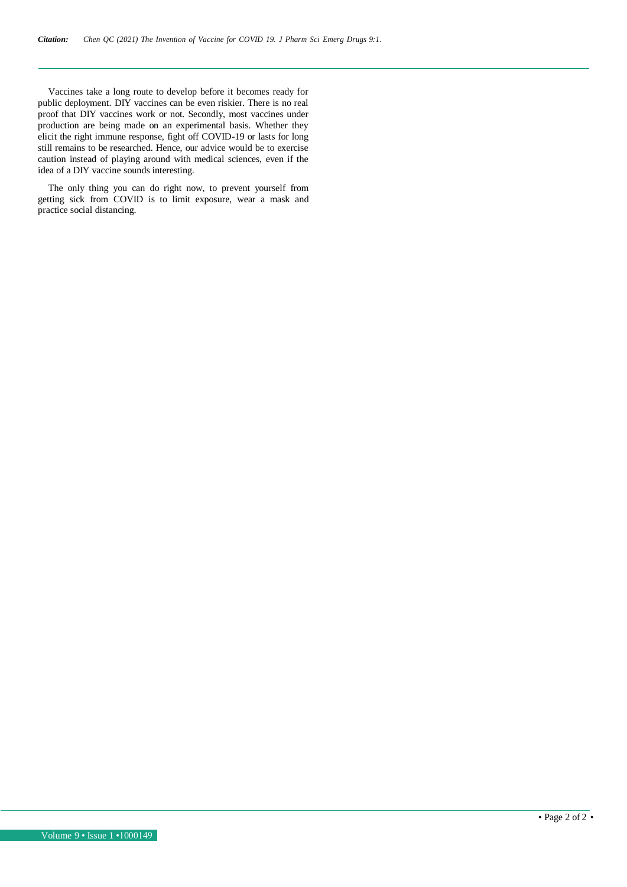Vaccines take a long route to develop before it becomes ready for public deployment. DIY vaccines can be even riskier. There is no real proof that DIY vaccines work or not. Secondly, most vaccines under production are being made on an experimental basis. Whether they elicit the right immune response, fight off COVID-19 or lasts for long still remains to be researched. Hence, our advice would be to exercise caution instead of playing around with medical sciences, even if the idea of a DIY vaccine sounds interesting.

The only thing you can do right now, to prevent yourself from getting sick from COVID is to limit exposure, wear a mask and practice social distancing.